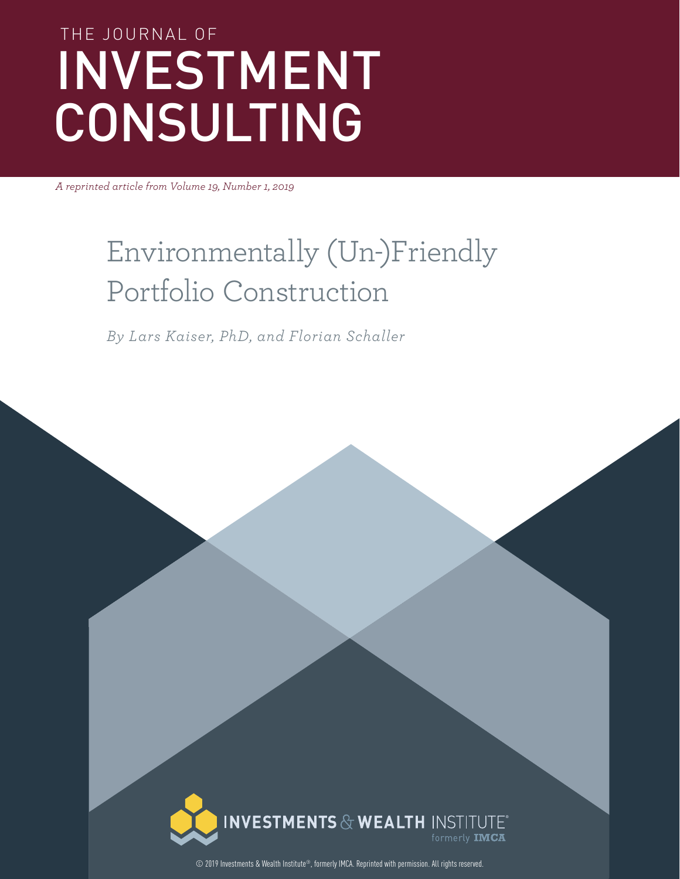THE JOURNAL OF

# INVESTMENT CONSULTING

*A reprinted article from Volume 19, Number 1, 2019*

# Environmentally (Un-)Friendly Portfolio Construction

*By Lars Kaiser, PhD, and Florian Schaller*

INVESTMENTS & WEALTH INSTITUTE®
formerly IMCA

© 2019 Investments & Wealth Institute®, formerly IMCA. Reprinted with permission. All rights reserved.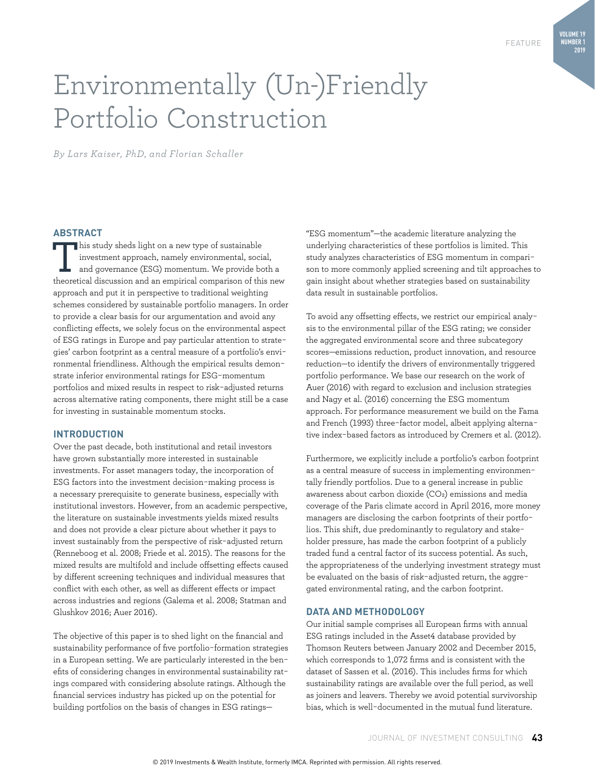# Environmentally (Un-)Friendly Portfolio Construction

*By Lars Kaiser, PhD, and Florian Schaller*

## ABSTRACT

This study sheds light on a new type of sustainable investment approach, namely environmental, social, and governance (ESG) momentum. We provide both a theoretical discussion and an empirical comparison of this new approach and put it in perspective to traditional weighting schemes considered by sustainable portfolio managers. In order to provide a clear basis for our argumentation and avoid any conflicting effects, we solely focus on the environmental aspect of ESG ratings in Europe and pay particular attention to strategies' carbon footprint as a central measure of a portfolio's environmental friendliness. Although the empirical results demonstrate inferior environmental ratings for ESG-momentum portfolios and mixed results in respect to risk-adjusted returns across alternative rating components, there might still be a case for investing in sustainable momentum stocks.

## INTRODUCTION

Over the past decade, both institutional and retail investors have grown substantially more interested in sustainable investments. For asset managers today, the incorporation of ESG factors into the investment decision-making process is a necessary prerequisite to generate business, especially with institutional investors. However, from an academic perspective, the literature on sustainable investments yields mixed results and does not provide a clear picture about whether it pays to invest sustainably from the perspective of risk-adjusted return (Renneboog et al. 2008; Friede et al. 2015). The reasons for the mixed results are multifold and include offsetting effects caused by different screening techniques and individual measures that conflict with each other, as well as different effects or impact across industries and regions (Galema et al. 2008; Statman and Glushkov 2016; Auer 2016).

The objective of this paper is to shed light on the financial and sustainability performance of five portfolio-formation strategies in a European setting. We are particularly interested in the benefits of considering changes in environmental sustainability ratings compared with considering absolute ratings. Although the financial services industry has picked up on the potential for building portfolios on the basis of changes in ESG ratings—"ESG momentum"—the academic literature analyzing the underlying characteristics of these portfolios is limited. This study analyzes characteristics of ESG momentum in comparison to more commonly applied screening and tilt approaches to gain insight about whether strategies based on sustainability data result in sustainable portfolios.

To avoid any offsetting effects, we restrict our empirical analysis to the environmental pillar of the ESG rating; we consider the aggregated environmental score and three subcategory scores—emissions reduction, product innovation, and resource reduction—to identify the drivers of environmentally triggered portfolio performance. We base our research on the work of Auer (2016) with regard to exclusion and inclusion strategies and Nagy et al. (2016) concerning the ESG momentum approach. For performance measurement we build on the Fama and French (1993) three-factor model, albeit applying alternative index-based factors as introduced by Cremers et al. (2012).

Furthermore, we explicitly include a portfolio's carbon footprint as a central measure of success in implementing environmentally friendly portfolios. Due to a general increase in public awareness about carbon dioxide ($CO_2$) emissions and media coverage of the Paris climate accord in April 2016, more money managers are disclosing the carbon footprints of their portfolios. This shift, due predominantly to regulatory and stakeholder pressure, has made the carbon footprint of a publicly traded fund a central factor of its success potential. As such, the appropriateness of the underlying investment strategy must be evaluated on the basis of risk-adjusted return, the aggregated environmental rating, and the carbon footprint.

## DATA AND METHODOLOGY

Our initial sample comprises all European firms with annual ESG ratings included in the Asset4 database provided by Thomson Reuters between January 2002 and December 2015, which corresponds to 1,072 firms and is consistent with the dataset of Sassen et al. (2016). This includes firms for which sustainability ratings are available over the full period, as well as joiners and leavers. Thereby we avoid potential survivorship bias, which is well-documented in the mutual fund literature.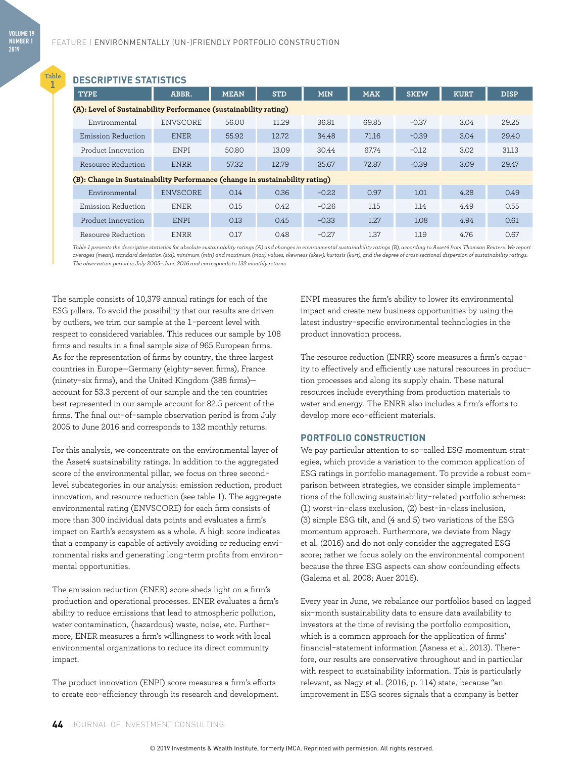**Table 1**

## DESCRIPTIVE STATISTICS

| TYPE | ABBR. | MEAN | STD | MIN | MAX | SKEW | KURT | DISP |
|---|---|---|---|---|---|---|---|---|
| **(A): Level of Sustainability Performance (sustainability rating)** | | | | | | | | |
| Environmental | ENVSCORE | 56.00 | 11.29 | 36.81 | 69.85 | −0.37 | 3.04 | 29.25 |
| Emission Reduction | ENER | 55.92 | 12.72 | 34.48 | 71.16 | −0.39 | 3.04 | 29.40 |
| Product Innovation | ENPI | 50.80 | 13.09 | 30.44 | 67.74 | −0.12 | 3.02 | 31.13 |
| Resource Reduction | ENRR | 57.32 | 12.79 | 35.67 | 72.87 | −0.39 | 3.09 | 29.47 |
| **(B): Change in Sustainability Performance (change in sustainability rating)** | | | | | | | | |
| Environmental | ENVSCORE | 0.14 | 0.36 | −0.22 | 0.97 | 1.01 | 4.28 | 0.49 |
| Emission Reduction | ENER | 0.15 | 0.42 | −0.26 | 1.15 | 1.14 | 4.49 | 0.55 |
| Product Innovation | ENPI | 0.13 | 0.45 | −0.33 | 1.27 | 1.08 | 4.94 | 0.61 |
| Resource Reduction | ENRR | 0.17 | 0.48 | −0.27 | 1.37 | 1.19 | 4.76 | 0.67 |

*Table 1 presents the descriptive statistics for absolute sustainability ratings (A) and changes in environmental sustainability ratings (B), according to Asset4 from Thomson Reuters. We report averages (mean), standard deviation (std), minimum (min) and maximum (max) values, skewness (skew), kurtosis (kurt), and the degree of cross-sectional dispersion of sustainability ratings. The observation period is July 2005–June 2016 and corresponds to 132 monthly returns.*

The sample consists of 10,379 annual ratings for each of the ESG pillars. To avoid the possibility that our results are driven by outliers, we trim our sample at the 1-percent level with respect to considered variables. This reduces our sample by 108 firms and results in a final sample size of 965 European firms. As for the representation of firms by country, the three largest countries in Europe—Germany (eighty-seven firms), France (ninety-six firms), and the United Kingdom (388 firms)—account for 53.3 percent of our sample and the ten countries best represented in our sample account for 82.5 percent of the firms. The final out-of-sample observation period is from July 2005 to June 2016 and corresponds to 132 monthly returns.

For this analysis, we concentrate on the environmental layer of the Asset4 sustainability ratings. In addition to the aggregated score of the environmental pillar, we focus on three second-level subcategories in our analysis: emission reduction, product innovation, and resource reduction (see table 1). The aggregate environmental rating (ENVSCORE) for each firm consists of more than 300 individual data points and evaluates a firm's impact on Earth's ecosystem as a whole. A high score indicates that a company is capable of actively avoiding or reducing environmental risks and generating long-term profits from environmental opportunities.

The emission reduction (ENER) score sheds light on a firm's production and operational processes. ENER evaluates a firm's ability to reduce emissions that lead to atmospheric pollution, water contamination, (hazardous) waste, noise, etc. Furthermore, ENER measures a firm's willingness to work with local environmental organizations to reduce its direct community impact.

The product innovation (ENPI) score measures a firm's efforts to create eco-efficiency through its research and development. ENPI measures the firm's ability to lower its environmental impact and create new business opportunities by using the latest industry-specific environmental technologies in the product innovation process.

The resource reduction (ENRR) score measures a firm's capacity to effectively and efficiently use natural resources in production processes and along its supply chain. These natural resources include everything from production materials to water and energy. The ENRR also includes a firm's efforts to develop more eco-efficient materials.

## PORTFOLIO CONSTRUCTION

We pay particular attention to so-called ESG momentum strategies, which provide a variation to the common application of ESG ratings in portfolio management. To provide a robust comparison between strategies, we consider simple implementations of the following sustainability-related portfolio schemes: (1) worst-in-class exclusion, (2) best-in-class inclusion, (3) simple ESG tilt, and (4 and 5) two variations of the ESG momentum approach. Furthermore, we deviate from Nagy et al. (2016) and do not only consider the aggregated ESG score; rather we focus solely on the environmental component because the three ESG aspects can show confounding effects (Galema et al. 2008; Auer 2016).

Every year in June, we rebalance our portfolios based on lagged six-month sustainability data to ensure data availability to investors at the time of revising the portfolio composition, which is a common approach for the application of firms' financial-statement information (Asness et al. 2013). Therefore, our results are conservative throughout and in particular with respect to sustainability information. This is particularly relevant, as Nagy et al. (2016, p. 114) state, because "an improvement in ESG scores signals that a company is better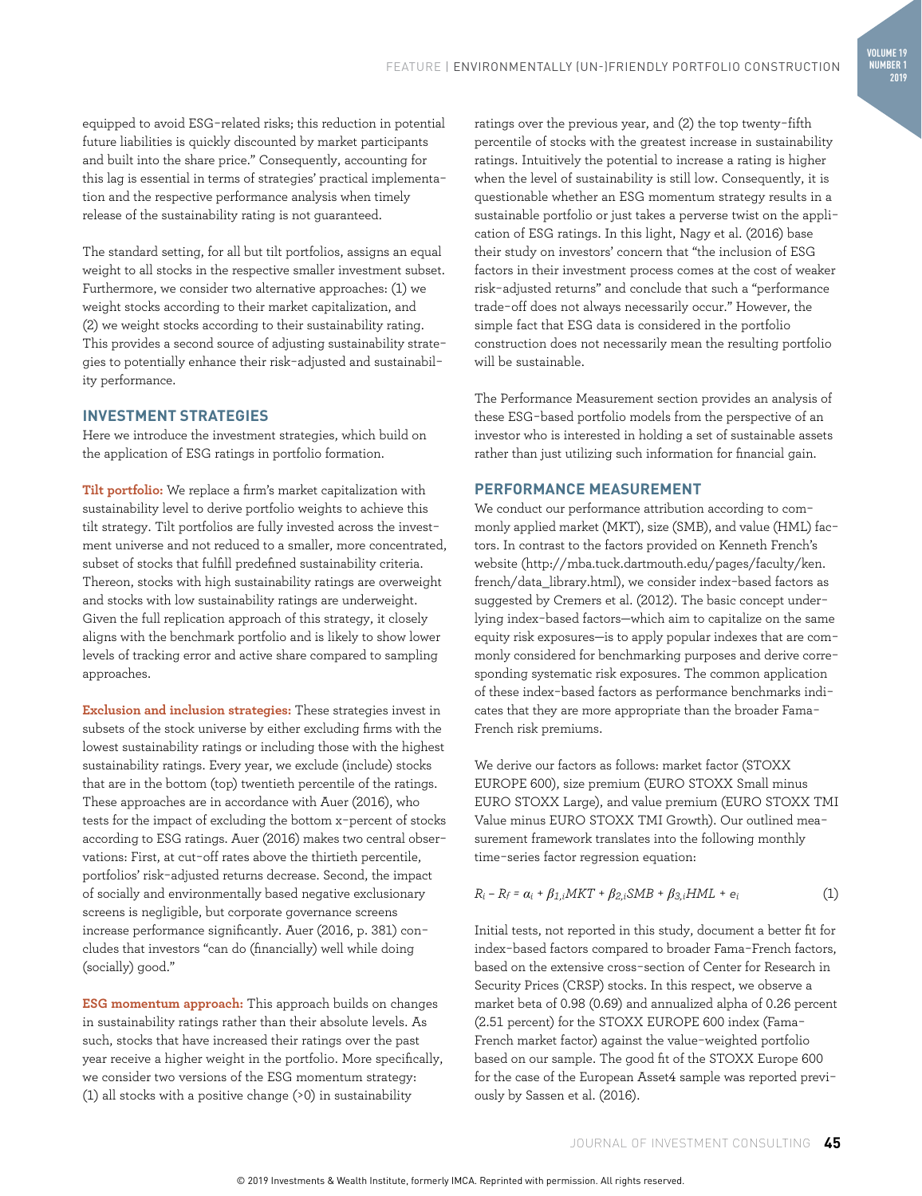equipped to avoid ESG-related risks; this reduction in potential future liabilities is quickly discounted by market participants and built into the share price." Consequently, accounting for this lag is essential in terms of strategies' practical implementation and the respective performance analysis when timely release of the sustainability rating is not guaranteed.

The standard setting, for all but tilt portfolios, assigns an equal weight to all stocks in the respective smaller investment subset. Furthermore, we consider two alternative approaches: (1) we weight stocks according to their market capitalization, and (2) we weight stocks according to their sustainability rating. This provides a second source of adjusting sustainability strategies to potentially enhance their risk-adjusted and sustainability performance.

## INVESTMENT STRATEGIES

Here we introduce the investment strategies, which build on the application of ESG ratings in portfolio formation.

**Tilt portfolio:** We replace a firm's market capitalization with sustainability level to derive portfolio weights to achieve this tilt strategy. Tilt portfolios are fully invested across the investment universe and not reduced to a smaller, more concentrated, subset of stocks that fulfill predefined sustainability criteria. Thereon, stocks with high sustainability ratings are overweight and stocks with low sustainability ratings are underweight. Given the full replication approach of this strategy, it closely aligns with the benchmark portfolio and is likely to show lower levels of tracking error and active share compared to sampling approaches.

**Exclusion and inclusion strategies:** These strategies invest in subsets of the stock universe by either excluding firms with the lowest sustainability ratings or including those with the highest sustainability ratings. Every year, we exclude (include) stocks that are in the bottom (top) twentieth percentile of the ratings. These approaches are in accordance with Auer (2016), who tests for the impact of excluding the bottom x-percent of stocks according to ESG ratings. Auer (2016) makes two central observations: First, at cut-off rates above the thirtieth percentile, portfolios' risk-adjusted returns decrease. Second, the impact of socially and environmentally based negative exclusionary screens is negligible, but corporate governance screens increase performance significantly. Auer (2016, p. 381) concludes that investors "can do (financially) well while doing (socially) good."

**ESG momentum approach:** This approach builds on changes in sustainability ratings rather than their absolute levels. As such, stocks that have increased their ratings over the past year receive a higher weight in the portfolio. More specifically, we consider two versions of the ESG momentum strategy: (1) all stocks with a positive change (>0) in sustainability ratings over the previous year, and (2) the top twenty-fifth percentile of stocks with the greatest increase in sustainability ratings. Intuitively the potential to increase a rating is higher when the level of sustainability is still low. Consequently, it is questionable whether an ESG momentum strategy results in a sustainable portfolio or just takes a perverse twist on the application of ESG ratings. In this light, Nagy et al. (2016) base their study on investors' concern that "the inclusion of ESG factors in their investment process comes at the cost of weaker risk-adjusted returns" and conclude that such a "performance trade-off does not always necessarily occur." However, the simple fact that ESG data is considered in the portfolio construction does not necessarily mean the resulting portfolio will be sustainable.

The Performance Measurement section provides an analysis of these ESG-based portfolio models from the perspective of an investor who is interested in holding a set of sustainable assets rather than just utilizing such information for financial gain.

## PERFORMANCE MEASUREMENT

We conduct our performance attribution according to commonly applied market (MKT), size (SMB), and value (HML) factors. In contrast to the factors provided on Kenneth French's website (http://mba.tuck.dartmouth.edu/pages/faculty/ken.french/data_library.html), we consider index-based factors as suggested by Cremers et al. (2012). The basic concept underlying index-based factors—which aim to capitalize on the same equity risk exposures—is to apply popular indexes that are commonly considered for benchmarking purposes and derive corresponding systematic risk exposures. The common application of these index-based factors as performance benchmarks indicates that they are more appropriate than the broader Fama-French risk premiums.

We derive our factors as follows: market factor (STOXX EUROPE 600), size premium (EURO STOXX Small minus EURO STOXX Large), and value premium (EURO STOXX TMI Value minus EURO STOXX TMI Growth). Our outlined measurement framework translates into the following monthly time-series factor regression equation:

$$R_i - R_f = \alpha_i + \beta_{1,i}MKT + \beta_{2,i}SMB + \beta_{3,i}HML + e_i \tag{1}$$

Initial tests, not reported in this study, document a better fit for index-based factors compared to broader Fama-French factors, based on the extensive cross-section of Center for Research in Security Prices (CRSP) stocks. In this respect, we observe a market beta of 0.98 (0.69) and annualized alpha of 0.26 percent (2.51 percent) for the STOXX EUROPE 600 index (Fama-French market factor) against the value-weighted portfolio based on our sample. The good fit of the STOXX Europe 600 for the case of the European Asset4 sample was reported previously by Sassen et al. (2016).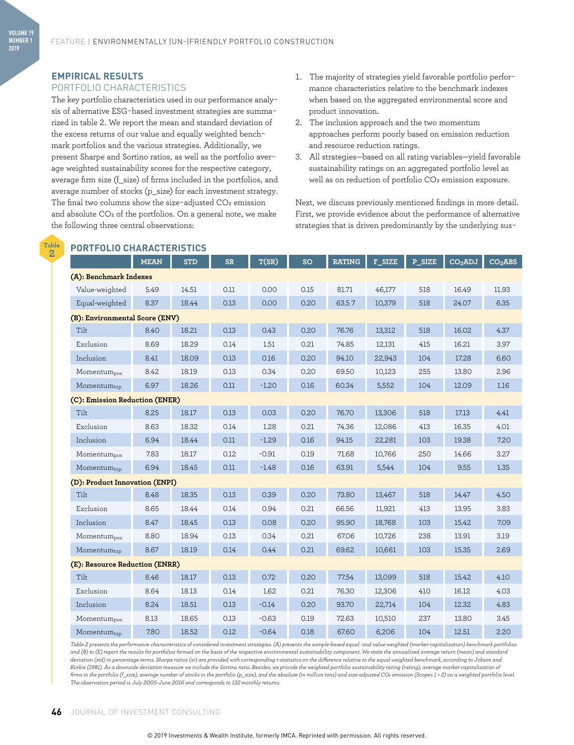## EMPIRICAL RESULTS

### PORTFOLIO CHARACTERISTICS

The key portfolio characteristics used in our performance analysis of alternative ESG-based investment strategies are summarized in table 2. We report the mean and standard deviation of the excess returns of our value and equally weighted benchmark portfolios and the various strategies. Additionally, we present Sharpe and Sortino ratios, as well as the portfolio average weighted sustainability scores for the respective category, average firm size (f_size) of firms included in the portfolios, and average number of stocks (p_size) for each investment strategy. The final two columns show the size-adjusted $CO_2$ emission and absolute $CO_2$ of the portfolios. On a general note, we make the following three central observations:

1. The majority of strategies yield favorable portfolio performance characteristics relative to the benchmark indexes when based on the aggregated environmental score and product innovation.
2. The inclusion approach and the two momentum approaches perform poorly based on emission reduction and resource reduction ratings.
3. All strategies—based on all rating variables—yield favorable sustainability ratings on an aggregated portfolio level as well as on reduction of portfolio $CO_2$ emission exposure.

Next, we discuss previously mentioned findings in more detail. First, we provide evidence about the performance of alternative strategies that is driven predominantly by the underlying sus-

**Table 2**

**PORTFOLIO CHARACTERISTICS**

| | MEAN | STD | SR | T(SR) | SO | RATING | F_SIZE | P_SIZE | $CO_2$ADJ | $CO_2$ABS |
|---|---|---|---|---|---|---|---|---|---|---|
| **(A): Benchmark Indexes** | | | | | | | | | | |
| Value-weighted | 5.49 | 14.51 | 0.11 | 0.00 | 0.15 | 81.71 | 46,177 | 518 | 16.49 | 11.93 |
| Equal-weighted | 8.37 | 18.44 | 0.13 | 0.00 | 0.20 | 63.57 | 10,379 | 518 | 24.07 | 6.35 |
| **(B): Environmental Score (ENV)** | | | | | | | | | | |
| Tilt | 8.40 | 18.21 | 0.13 | 0.43 | 0.20 | 76.76 | 13,312 | 518 | 16.02 | 4.37 |
| Exclusion | 8.69 | 18.29 | 0.14 | 1.51 | 0.21 | 74.85 | 12,131 | 415 | 16.21 | 3.97 |
| Inclusion | 8.41 | 18.09 | 0.13 | 0.16 | 0.20 | 94.10 | 22,943 | 104 | 17.28 | 6.60 |
| $Momentum_{pos}$ | 8.42 | 18.19 | 0.13 | 0.34 | 0.20 | 69.50 | 10,123 | 255 | 13.80 | 2.96 |
| $Momentum_{top}$ | 6.97 | 18.26 | 0.11 | -1.20 | 0.16 | 60.34 | 5,552 | 104 | 12.09 | 1.16 |
| **(C): Emission Reduction (ENER)** | | | | | | | | | | |
| Tilt | 8.25 | 18.17 | 0.13 | 0.03 | 0.20 | 76.70 | 13,306 | 518 | 17.13 | 4.41 |
| Exclusion | 8.63 | 18.32 | 0.14 | 1.28 | 0.21 | 74.36 | 12,086 | 413 | 16.35 | 4.01 |
| Inclusion | 6.94 | 18.44 | 0.11 | -1.29 | 0.16 | 94.15 | 22,281 | 103 | 19.38 | 7.20 |
| $Momentum_{pos}$ | 7.83 | 18.17 | 0.12 | -0.91 | 0.19 | 71.68 | 10,766 | 250 | 14.66 | 3.27 |
| $Momentum_{top}$ | 6.94 | 18.45 | 0.11 | -1.48 | 0.16 | 63.91 | 5,544 | 104 | 9.55 | 1.35 |
| **(D): Product Innovation (ENPI)** | | | | | | | | | | |
| Tilt | 8.48 | 18.35 | 0.13 | 0.39 | 0.20 | 73.80 | 13,467 | 518 | 14.47 | 4.50 |
| Exclusion | 8.65 | 18.44 | 0.14 | 0.94 | 0.21 | 66.56 | 11,921 | 413 | 13.95 | 3.83 |
| Inclusion | 8.47 | 18.45 | 0.13 | 0.08 | 0.20 | 95.90 | 18,768 | 103 | 15.42 | 7.09 |
| $Momentum_{pos}$ | 8.80 | 18.94 | 0.13 | 0.34 | 0.21 | 67.06 | 10,726 | 238 | 13.91 | 3.19 |
| $Momentum_{top}$ | 8.67 | 18.19 | 0.14 | 0.44 | 0.21 | 69.62 | 10,661 | 103 | 15.35 | 2.69 |
| **(E): Resource Reduction (ENRR)** | | | | | | | | | | |
| Tilt | 8.46 | 18.17 | 0.13 | 0.72 | 0.20 | 77.54 | 13,099 | 518 | 15.42 | 4.10 |
| Exclusion | 8.64 | 18.13 | 0.14 | 1.62 | 0.21 | 76.30 | 12,306 | 410 | 16.12 | 4.03 |
| Inclusion | 8.24 | 18.51 | 0.13 | -0.14 | 0.20 | 93.70 | 22,714 | 104 | 12.32 | 4.83 |
| $Momentum_{pos}$ | 8.13 | 18.65 | 0.13 | -0.63 | 0.19 | 72.63 | 10,510 | 237 | 13.80 | 3.45 |
| $Momentum_{top}$ | 7.80 | 18.52 | 0.12 | -0.64 | 0.18 | 67.60 | 6,206 | 104 | 12.51 | 2.20 |

*Table 2 presents the performance characteristics of considered investment strategies. (A) presents the sample-based equal- and value-weighted (market-capitalization) benchmark portfolios and (B) to (E) report the results for portfolios formed on the basis of the respective environmental sustainability component. We state the annualized average return (mean) and standard deviation (std) in percentage terms. Sharpe ratios (sr) are provided with corresponding t-statistics on the difference relative to the equal-weighted benchmark, according to Jobson and Korkie (1981). As a downside deviation measure we include the Sortino ratio. Besides, we provide the weighted portfolio sustainability rating (rating), average market-capitalization of firms in the portfolio (f_size), average number of stocks in the portfolio (p_size), and the absolute (in million tons) and size-adjusted $CO_2$ emission (Scopes 1 + 2) on a weighted portfolio level. The observation period is July 2005–June 2016 and corresponds to 132 monthly returns.*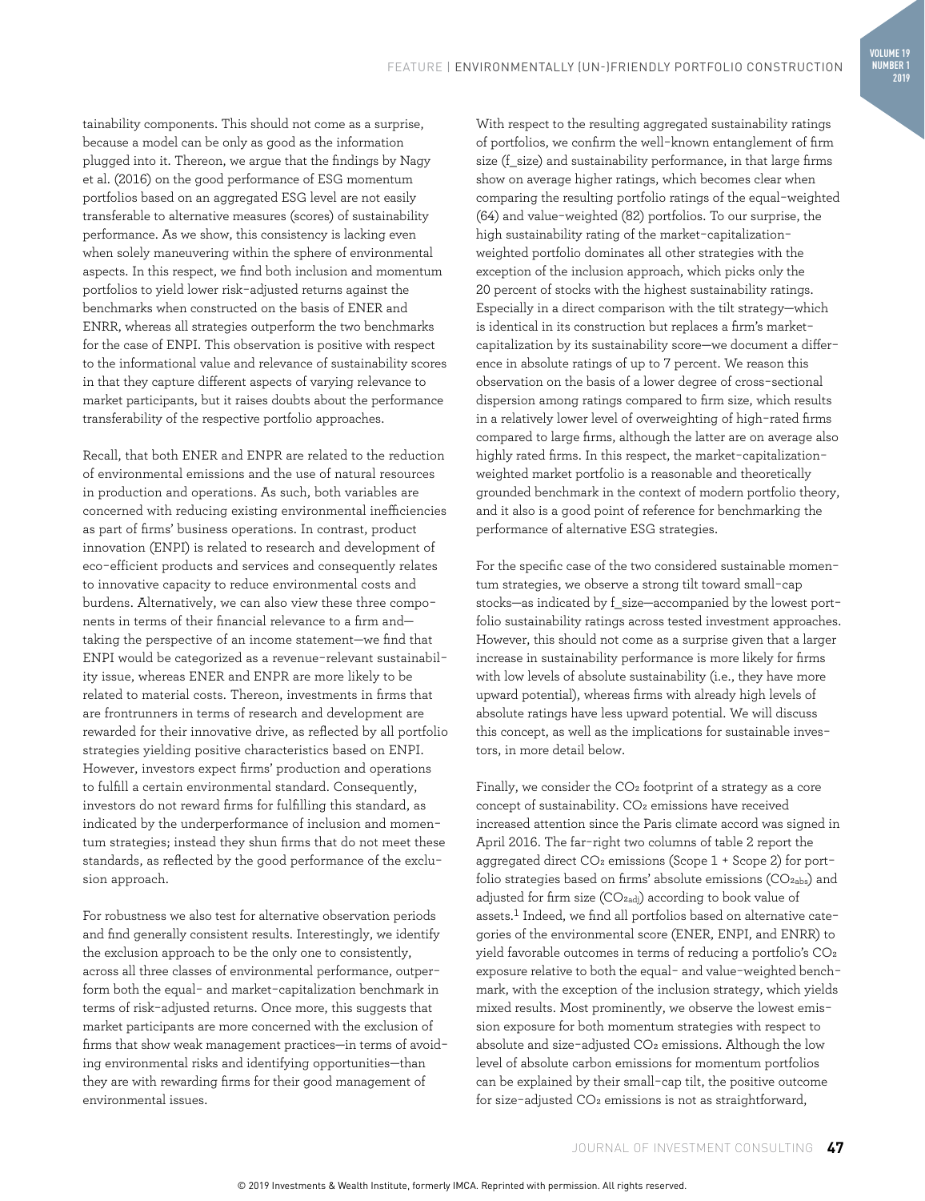tainability components. This should not come as a surprise, because a model can be only as good as the information plugged into it. Thereon, we argue that the findings by Nagy et al. (2016) on the good performance of ESG momentum portfolios based on an aggregated ESG level are not easily transferable to alternative measures (scores) of sustainability performance. As we show, this consistency is lacking even when solely maneuvering within the sphere of environmental aspects. In this respect, we find both inclusion and momentum portfolios to yield lower risk-adjusted returns against the benchmarks when constructed on the basis of ENER and ENRR, whereas all strategies outperform the two benchmarks for the case of ENPI. This observation is positive with respect to the informational value and relevance of sustainability scores in that they capture different aspects of varying relevance to market participants, but it raises doubts about the performance transferability of the respective portfolio approaches.

Recall, that both ENER and ENPR are related to the reduction of environmental emissions and the use of natural resources in production and operations. As such, both variables are concerned with reducing existing environmental inefficiencies as part of firms' business operations. In contrast, product innovation (ENPI) is related to research and development of eco-efficient products and services and consequently relates to innovative capacity to reduce environmental costs and burdens. Alternatively, we can also view these three components in terms of their financial relevance to a firm and—taking the perspective of an income statement—we find that ENPI would be categorized as a revenue-relevant sustainability issue, whereas ENER and ENPR are more likely to be related to material costs. Thereon, investments in firms that are frontrunners in terms of research and development are rewarded for their innovative drive, as reflected by all portfolio strategies yielding positive characteristics based on ENPI. However, investors expect firms' production and operations to fulfill a certain environmental standard. Consequently, investors do not reward firms for fulfilling this standard, as indicated by the underperformance of inclusion and momentum strategies; instead they shun firms that do not meet these standards, as reflected by the good performance of the exclusion approach.

For robustness we also test for alternative observation periods and find generally consistent results. Interestingly, we identify the exclusion approach to be the only one to consistently, across all three classes of environmental performance, outperform both the equal- and market-capitalization benchmark in terms of risk-adjusted returns. Once more, this suggests that market participants are more concerned with the exclusion of firms that show weak management practices—in terms of avoiding environmental risks and identifying opportunities—than they are with rewarding firms for their good management of environmental issues.

With respect to the resulting aggregated sustainability ratings of portfolios, we confirm the well-known entanglement of firm size (f_size) and sustainability performance, in that large firms show on average higher ratings, which becomes clear when comparing the resulting portfolio ratings of the equal-weighted (64) and value-weighted (82) portfolios. To our surprise, the high sustainability rating of the market-capitalization-weighted portfolio dominates all other strategies with the exception of the inclusion approach, which picks only the 20 percent of stocks with the highest sustainability ratings. Especially in a direct comparison with the tilt strategy—which is identical in its construction but replaces a firm's market-capitalization by its sustainability score—we document a difference in absolute ratings of up to 7 percent. We reason this observation on the basis of a lower degree of cross-sectional dispersion among ratings compared to firm size, which results in a relatively lower level of overweighting of high-rated firms compared to large firms, although the latter are on average also highly rated firms. In this respect, the market-capitalization-weighted market portfolio is a reasonable and theoretically grounded benchmark in the context of modern portfolio theory, and it also is a good point of reference for benchmarking the performance of alternative ESG strategies.

For the specific case of the two considered sustainable momentum strategies, we observe a strong tilt toward small-cap stocks—as indicated by f_size—accompanied by the lowest portfolio sustainability ratings across tested investment approaches. However, this should not come as a surprise given that a larger increase in sustainability performance is more likely for firms with low levels of absolute sustainability (i.e., they have more upward potential), whereas firms with already high levels of absolute ratings have less upward potential. We will discuss this concept, as well as the implications for sustainable investors, in more detail below.

Finally, we consider the $CO_2$ footprint of a strategy as a core concept of sustainability. $CO_2$ emissions have received increased attention since the Paris climate accord was signed in April 2016. The far-right two columns of table 2 report the aggregated direct $CO_2$ emissions (Scope 1 + Scope 2) for portfolio strategies based on firms' absolute emissions ($CO_{2abs}$) and adjusted for firm size ($CO_{2adj}$) according to book value of assets.[1] Indeed, we find all portfolios based on alternative categories of the environmental score (ENER, ENPI, and ENRR) to yield favorable outcomes in terms of reducing a portfolio's $CO_2$ exposure relative to both the equal- and value-weighted benchmark, with the exception of the inclusion strategy, which yields mixed results. Most prominently, we observe the lowest emission exposure for both momentum strategies with respect to absolute and size-adjusted $CO_2$ emissions. Although the low level of absolute carbon emissions for momentum portfolios can be explained by their small-cap tilt, the positive outcome for size-adjusted $CO_2$ emissions is not as straightforward,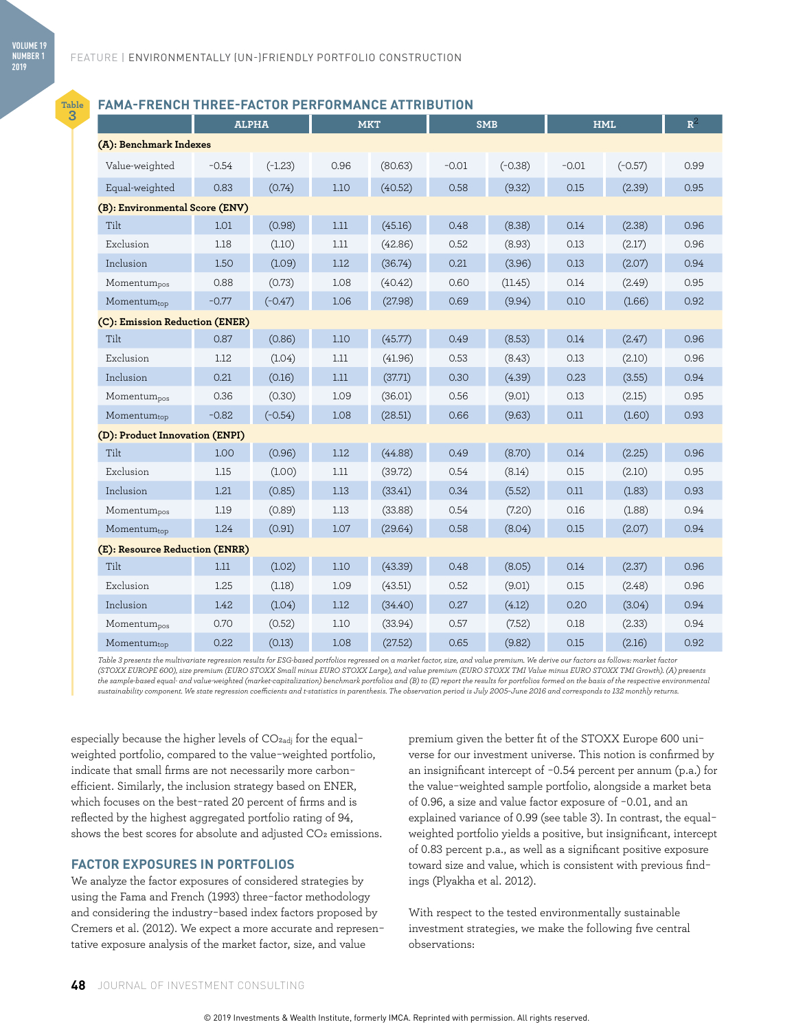**Table 3**

### FAMA-FRENCH THREE-FACTOR PERFORMANCE ATTRIBUTION

| | ALPHA | | MKT | | SMB | | HML | | $R^2$ |
|---|---|---|---|---|---|---|---|---|---|
| **(A): Benchmark Indexes** | | | | | | | | | |
| Value-weighted | -0.54 | (-1.23) | 0.96 | (80.63) | -0.01 | (-0.38) | -0.01 | (-0.57) | 0.99 |
| Equal-weighted | 0.83 | (0.74) | 1.10 | (40.52) | 0.58 | (9.32) | 0.15 | (2.39) | 0.95 |
| **(B): Environmental Score (ENV)** | | | | | | | | | |
| Tilt | 1.01 | (0.98) | 1.11 | (45.16) | 0.48 | (8.38) | 0.14 | (2.38) | 0.96 |
| Exclusion | 1.18 | (1.10) | 1.11 | (42.86) | 0.52 | (8.93) | 0.13 | (2.17) | 0.96 |
| Inclusion | 1.50 | (1.09) | 1.12 | (36.74) | 0.21 | (3.96) | 0.13 | (2.07) | 0.94 |
| $\text{Momentum}_{\text{pos}}$ | 0.88 | (0.73) | 1.08 | (40.42) | 0.60 | (11.45) | 0.14 | (2.49) | 0.95 |
| $\text{Momentum}_{\text{top}}$ | -0.77 | (-0.47) | 1.06 | (27.98) | 0.69 | (9.94) | 0.10 | (1.66) | 0.92 |
| **(C): Emission Reduction (ENER)** | | | | | | | | | |
| Tilt | 0.87 | (0.86) | 1.10 | (45.77) | 0.49 | (8.53) | 0.14 | (2.47) | 0.96 |
| Exclusion | 1.12 | (1.04) | 1.11 | (41.96) | 0.53 | (8.43) | 0.13 | (2.10) | 0.96 |
| Inclusion | 0.21 | (0.16) | 1.11 | (37.71) | 0.30 | (4.39) | 0.23 | (3.55) | 0.94 |
| $\text{Momentum}_{\text{pos}}$ | 0.36 | (0.30) | 1.09 | (36.01) | 0.56 | (9.01) | 0.13 | (2.15) | 0.95 |
| $\text{Momentum}_{\text{top}}$ | -0.82 | (-0.54) | 1.08 | (28.51) | 0.66 | (9.63) | 0.11 | (1.60) | 0.93 |
| **(D): Product Innovation (ENPI)** | | | | | | | | | |
| Tilt | 1.00 | (0.96) | 1.12 | (44.88) | 0.49 | (8.70) | 0.14 | (2.25) | 0.96 |
| Exclusion | 1.15 | (1.00) | 1.11 | (39.72) | 0.54 | (8.14) | 0.15 | (2.10) | 0.95 |
| Inclusion | 1.21 | (0.85) | 1.13 | (33.41) | 0.34 | (5.52) | 0.11 | (1.83) | 0.93 |
| $\text{Momentum}_{\text{pos}}$ | 1.19 | (0.89) | 1.13 | (33.88) | 0.54 | (7.20) | 0.16 | (1.88) | 0.94 |
| $\text{Momentum}_{\text{top}}$ | 1.24 | (0.91) | 1.07 | (29.64) | 0.58 | (8.04) | 0.15 | (2.07) | 0.94 |
| **(E): Resource Reduction (ENRR)** | | | | | | | | | |
| Tilt | 1.11 | (1.02) | 1.10 | (43.39) | 0.48 | (8.05) | 0.14 | (2.37) | 0.96 |
| Exclusion | 1.25 | (1.18) | 1.09 | (43.51) | 0.52 | (9.01) | 0.15 | (2.48) | 0.96 |
| Inclusion | 1.42 | (1.04) | 1.12 | (34.40) | 0.27 | (4.12) | 0.20 | (3.04) | 0.94 |
| $\text{Momentum}_{\text{pos}}$ | 0.70 | (0.52) | 1.10 | (33.94) | 0.57 | (7.52) | 0.18 | (2.33) | 0.94 |
| $\text{Momentum}_{\text{top}}$ | 0.22 | (0.13) | 1.08 | (27.52) | 0.65 | (9.82) | 0.15 | (2.16) | 0.92 |

*Table 3 presents the multivariate regression results for ESG-based portfolios regressed on a market factor, size, and value premium. We derive our factors as follows: market factor (STOXX EUROPE 600), size premium (EURO STOXX Small minus EURO STOXX Large), and value premium (EURO STOXX TMI Value minus EURO STOXX TMI Growth). (A) presents the sample-based equal- and value-weighted (market-capitalization) benchmark portfolios and (B) to (E) report the results for portfolios formed on the basis of the respective environmental sustainability component. We state regression coefficients and t-statistics in parenthesis. The observation period is July 2005–June 2016 and corresponds to 132 monthly returns.*

especially because the higher levels of $CO_{2adj}$ for the equal-weighted portfolio, compared to the value-weighted portfolio, indicate that small firms are not necessarily more carbon-efficient. Similarly, the inclusion strategy based on ENER, which focuses on the best-rated 20 percent of firms and is reflected by the highest aggregated portfolio rating of 94, shows the best scores for absolute and adjusted $CO_2$ emissions.

## FACTOR EXPOSURES IN PORTFOLIOS

We analyze the factor exposures of considered strategies by using the Fama and French (1993) three-factor methodology and considering the industry-based index factors proposed by Cremers et al. (2012). We expect a more accurate and representative exposure analysis of the market factor, size, and value premium given the better fit of the STOXX Europe 600 universe for our investment universe. This notion is confirmed by an insignificant intercept of -0.54 percent per annum (p.a.) for the value-weighted sample portfolio, alongside a market beta of 0.96, a size and value factor exposure of -0.01, and an explained variance of 0.99 (see table 3). In contrast, the equal-weighted portfolio yields a positive, but insignificant, intercept of 0.83 percent p.a., as well as a significant positive exposure toward size and value, which is consistent with previous findings (Plyakha et al. 2012).

With respect to the tested environmentally sustainable investment strategies, we make the following five central observations: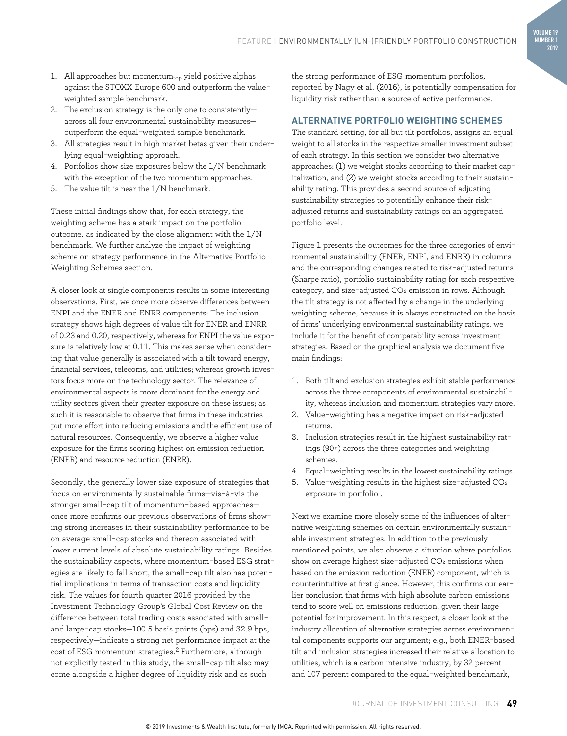1. All approaches but $momentum_{top}$ yield positive alphas against the STOXX Europe 600 and outperform the value-weighted sample benchmark.
2. The exclusion strategy is the only one to consistently—across all four environmental sustainability measures—outperform the equal-weighted sample benchmark.
3. All strategies result in high market betas given their underlying equal-weighting approach.
4. Portfolios show size exposures below the 1/N benchmark with the exception of the two momentum approaches.
5. The value tilt is near the 1/N benchmark.

These initial findings show that, for each strategy, the weighting scheme has a stark impact on the portfolio outcome, as indicated by the close alignment with the 1/N benchmark. We further analyze the impact of weighting scheme on strategy performance in the Alternative Portfolio Weighting Schemes section.

A closer look at single components results in some interesting observations. First, we once more observe differences between ENPI and the ENER and ENRR components: The inclusion strategy shows high degrees of value tilt for ENER and ENRR of 0.23 and 0.20, respectively, whereas for ENPI the value exposure is relatively low at 0.11. This makes sense when considering that value generally is associated with a tilt toward energy, financial services, telecoms, and utilities; whereas growth investors focus more on the technology sector. The relevance of environmental aspects is more dominant for the energy and utility sectors given their greater exposure on these issues; as such it is reasonable to observe that firms in these industries put more effort into reducing emissions and the efficient use of natural resources. Consequently, we observe a higher value exposure for the firms scoring highest on emission reduction (ENER) and resource reduction (ENRR).

Secondly, the generally lower size exposure of strategies that focus on environmentally sustainable firms—vis-à-vis the stronger small-cap tilt of momentum-based approaches—once more confirms our previous observations of firms showing strong increases in their sustainability performance to be on average small-cap stocks and thereon associated with lower current levels of absolute sustainability ratings. Besides the sustainability aspects, where momentum-based ESG strategies are likely to fall short, the small-cap tilt also has potential implications in terms of transaction costs and liquidity risk. The values for fourth quarter 2016 provided by the Investment Technology Group's Global Cost Review on the difference between total trading costs associated with small- and large-cap stocks—100.5 basis points (bps) and 32.9 bps, respectively—indicate a strong net performance impact at the cost of ESG momentum strategies.[2] Furthermore, although not explicitly tested in this study, the small-cap tilt also may come alongside a higher degree of liquidity risk and as such the strong performance of ESG momentum portfolios, reported by Nagy et al. (2016), is potentially compensation for liquidity risk rather than a source of active performance.

## ALTERNATIVE PORTFOLIO WEIGHTING SCHEMES

The standard setting, for all but tilt portfolios, assigns an equal weight to all stocks in the respective smaller investment subset of each strategy. In this section we consider two alternative approaches: (1) we weight stocks according to their market capitalization, and (2) we weight stocks according to their sustainability rating. This provides a second source of adjusting sustainability strategies to potentially enhance their risk-adjusted returns and sustainability ratings on an aggregated portfolio level.

Figure 1 presents the outcomes for the three categories of environmental sustainability (ENER, ENPI, and ENRR) in columns and the corresponding changes related to risk-adjusted returns (Sharpe ratio), portfolio sustainability rating for each respective category, and size-adjusted $CO_2$ emission in rows. Although the tilt strategy is not affected by a change in the underlying weighting scheme, because it is always constructed on the basis of firms' underlying environmental sustainability ratings, we include it for the benefit of comparability across investment strategies. Based on the graphical analysis we document five main findings:

1. Both tilt and exclusion strategies exhibit stable performance across the three components of environmental sustainability, whereas inclusion and momentum strategies vary more.
2. Value-weighting has a negative impact on risk-adjusted returns.
3. Inclusion strategies result in the highest sustainability ratings (90+) across the three categories and weighting schemes.
4. Equal-weighting results in the lowest sustainability ratings.
5. Value-weighting results in the highest size-adjusted $CO_2$ exposure in portfolio .

Next we examine more closely some of the influences of alternative weighting schemes on certain environmentally sustainable investment strategies. In addition to the previously mentioned points, we also observe a situation where portfolios show on average highest size-adjusted $CO_2$ emissions when based on the emission reduction (ENER) component, which is counterintuitive at first glance. However, this confirms our earlier conclusion that firms with high absolute carbon emissions tend to score well on emissions reduction, given their large potential for improvement. In this respect, a closer look at the industry allocation of alternative strategies across environmental components supports our argument; e.g., both ENER-based tilt and inclusion strategies increased their relative allocation to utilities, which is a carbon intensive industry, by 32 percent and 107 percent compared to the equal-weighted benchmark,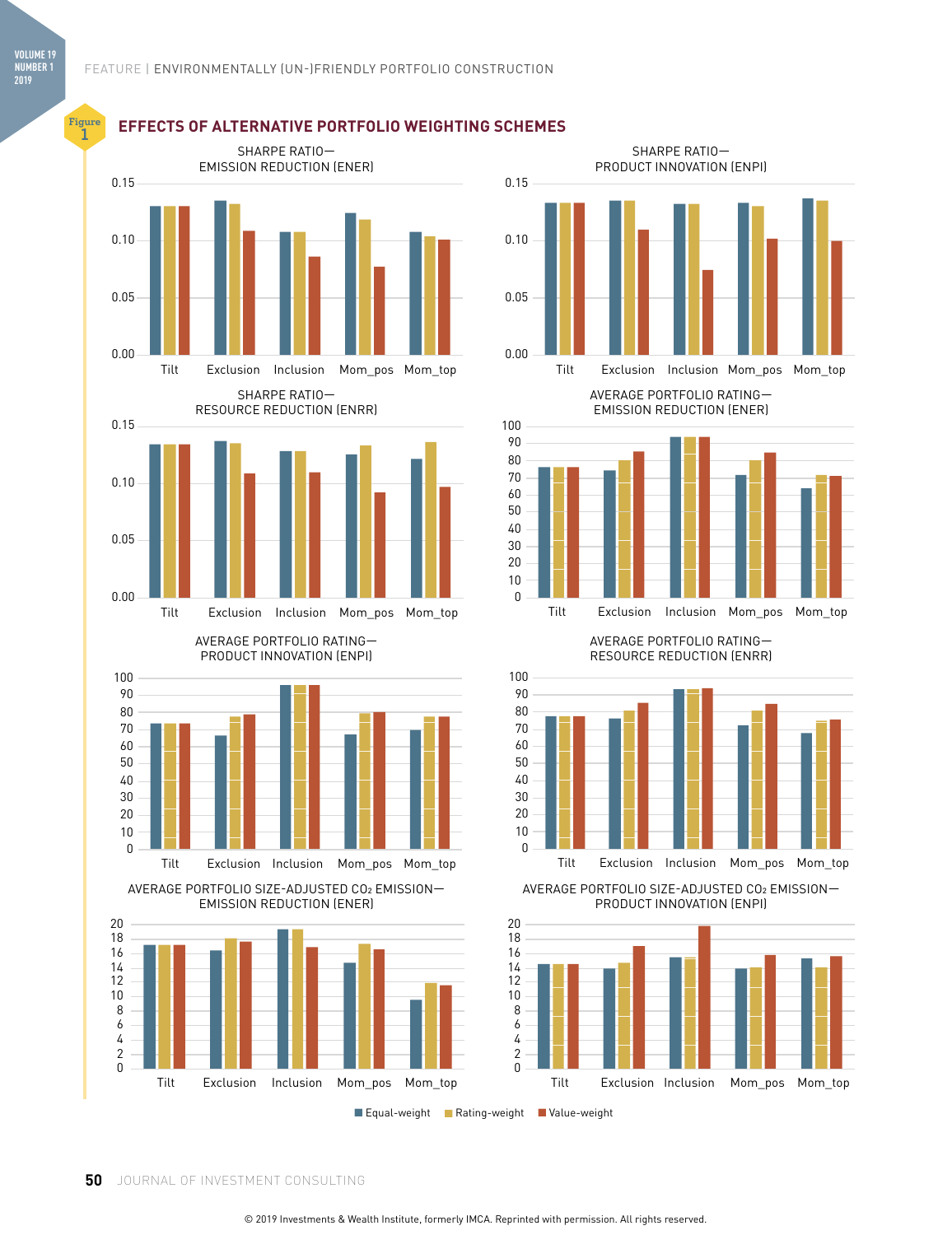Figure 1

# EFFECTS OF ALTERNATIVE PORTFOLIO WEIGHTING SCHEMES

SHARPE RATIO—EMISSION REDUCTION (ENER)

SHARPE RATIO—PRODUCT INNOVATION (ENPI)

SHARPE RATIO—RESOURCE REDUCTION (ENRR)

AVERAGE PORTFOLIO RATING—EMISSION REDUCTION (ENER)

AVERAGE PORTFOLIO RATING—PRODUCT INNOVATION (ENPI)

AVERAGE PORTFOLIO RATING—RESOURCE REDUCTION (ENRR)

AVERAGE PORTFOLIO SIZE-ADJUSTED $CO_2$ EMISSION—EMISSION REDUCTION (ENER)

AVERAGE PORTFOLIO SIZE-ADJUSTED $CO_2$ EMISSION—PRODUCT INNOVATION (ENPI)

Categories: Tilt, Exclusion, Inclusion, Mom_pos, Mom_top

Equal-weight | Rating-weight | Value-weight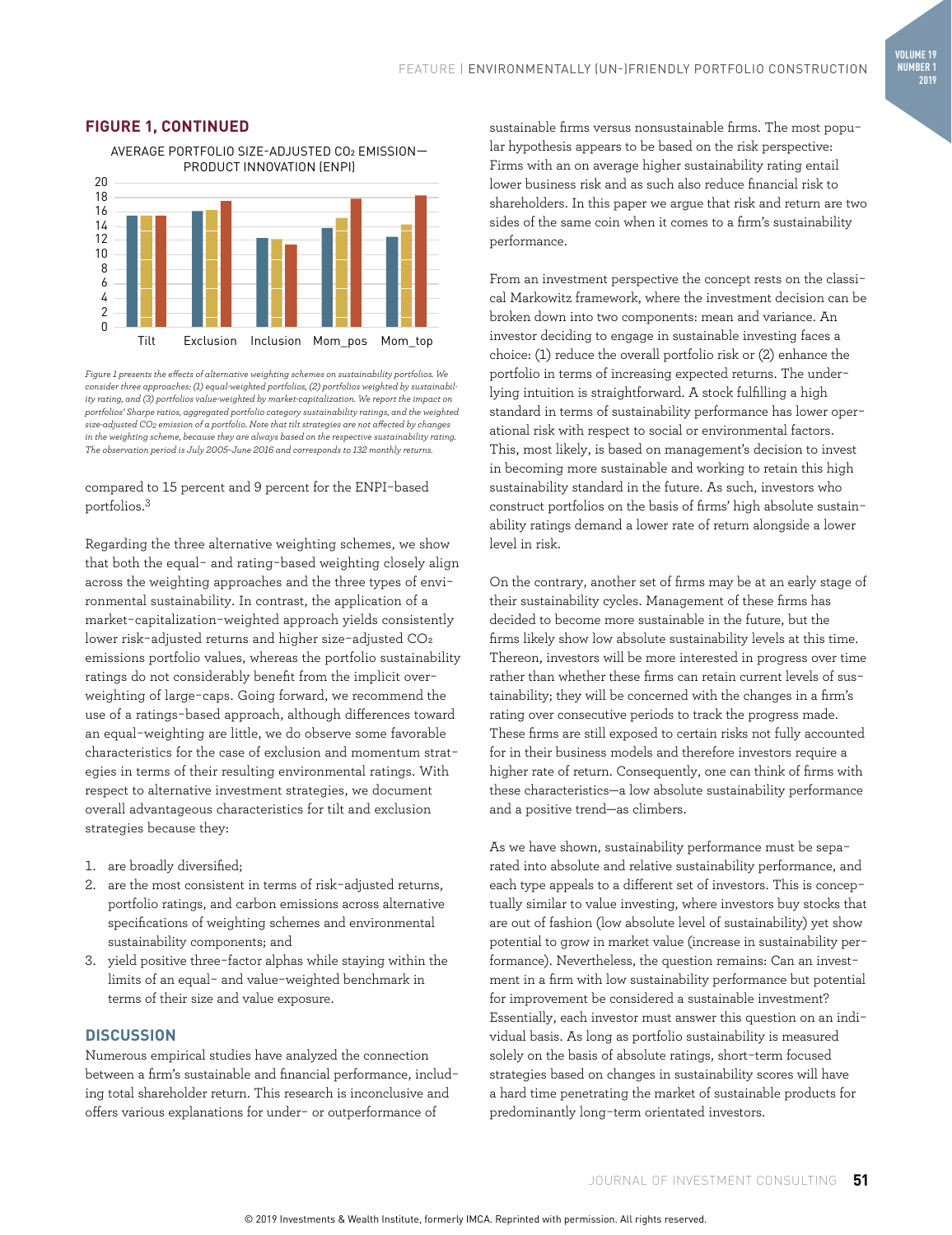## FIGURE 1, CONTINUED

AVERAGE PORTFOLIO SIZE-ADJUSTED $CO_2$ EMISSION—PRODUCT INNOVATION (ENPI)

*Figure 1 presents the effects of alternative weighting schemes on sustainability portfolios. We consider three approaches: (1) equal-weighted portfolios, (2) portfolios weighted by sustainability rating, and (3) portfolios value-weighted by market-capitalization. We report the impact on portfolios' Sharpe ratios, aggregated portfolio category sustainability ratings, and the weighted size-adjusted $CO_2$ emission of a portfolio. Note that tilt strategies are not affected by changes in the weighting scheme, because they are always based on the respective sustainability rating. The observation period is July 2005–June 2016 and corresponds to 132 monthly returns.*

compared to 15 percent and 9 percent for the ENPI-based portfolios.[3]

Regarding the three alternative weighting schemes, we show that both the equal- and rating-based weighting closely align across the weighting approaches and the three types of environmental sustainability. In contrast, the application of a market-capitalization-weighted approach yields consistently lower risk-adjusted returns and higher size-adjusted $CO_2$ emissions portfolio values, whereas the portfolio sustainability ratings do not considerably benefit from the implicit overweighting of large-caps. Going forward, we recommend the use of a ratings-based approach, although differences toward an equal-weighting are little, we do observe some favorable characteristics for the case of exclusion and momentum strategies in terms of their resulting environmental ratings. With respect to alternative investment strategies, we document overall advantageous characteristics for tilt and exclusion strategies because they:

1. are broadly diversified;
2. are the most consistent in terms of risk-adjusted returns, portfolio ratings, and carbon emissions across alternative specifications of weighting schemes and environmental sustainability components; and
3. yield positive three-factor alphas while staying within the limits of an equal- and value-weighted benchmark in terms of their size and value exposure.

## DISCUSSION

Numerous empirical studies have analyzed the connection between a firm's sustainable and financial performance, including total shareholder return. This research is inconclusive and offers various explanations for under- or outperformance of sustainable firms versus nonsustainable firms. The most popular hypothesis appears to be based on the risk perspective: Firms with an on average higher sustainability rating entail lower business risk and as such also reduce financial risk to shareholders. In this paper we argue that risk and return are two sides of the same coin when it comes to a firm's sustainability performance.

From an investment perspective the concept rests on the classical Markowitz framework, where the investment decision can be broken down into two components: mean and variance. An investor deciding to engage in sustainable investing faces a choice: (1) reduce the overall portfolio risk or (2) enhance the portfolio in terms of increasing expected returns. The underlying intuition is straightforward. A stock fulfilling a high standard in terms of sustainability performance has lower operational risk with respect to social or environmental factors. This, most likely, is based on management's decision to invest in becoming more sustainable and working to retain this high sustainability standard in the future. As such, investors who construct portfolios on the basis of firms' high absolute sustainability ratings demand a lower rate of return alongside a lower level in risk.

On the contrary, another set of firms may be at an early stage of their sustainability cycles. Management of these firms has decided to become more sustainable in the future, but the firms likely show low absolute sustainability levels at this time. Thereon, investors will be more interested in progress over time rather than whether these firms can retain current levels of sustainability; they will be concerned with the changes in a firm's rating over consecutive periods to track the progress made. These firms are still exposed to certain risks not fully accounted for in their business models and therefore investors require a higher rate of return. Consequently, one can think of firms with these characteristics—a low absolute sustainability performance and a positive trend—as climbers.

As we have shown, sustainability performance must be separated into absolute and relative sustainability performance, and each type appeals to a different set of investors. This is conceptually similar to value investing, where investors buy stocks that are out of fashion (low absolute level of sustainability) yet show potential to grow in market value (increase in sustainability performance). Nevertheless, the question remains: Can an investment in a firm with low sustainability performance but potential for improvement be considered a sustainable investment? Essentially, each investor must answer this question on an individual basis. As long as portfolio sustainability is measured solely on the basis of absolute ratings, short-term focused strategies based on changes in sustainability scores will have a hard time penetrating the market of sustainable products for predominantly long-term orientated investors.

© 2019 Investments & Wealth Institute, formerly IMCA. Reprinted with permission. All rights reserved.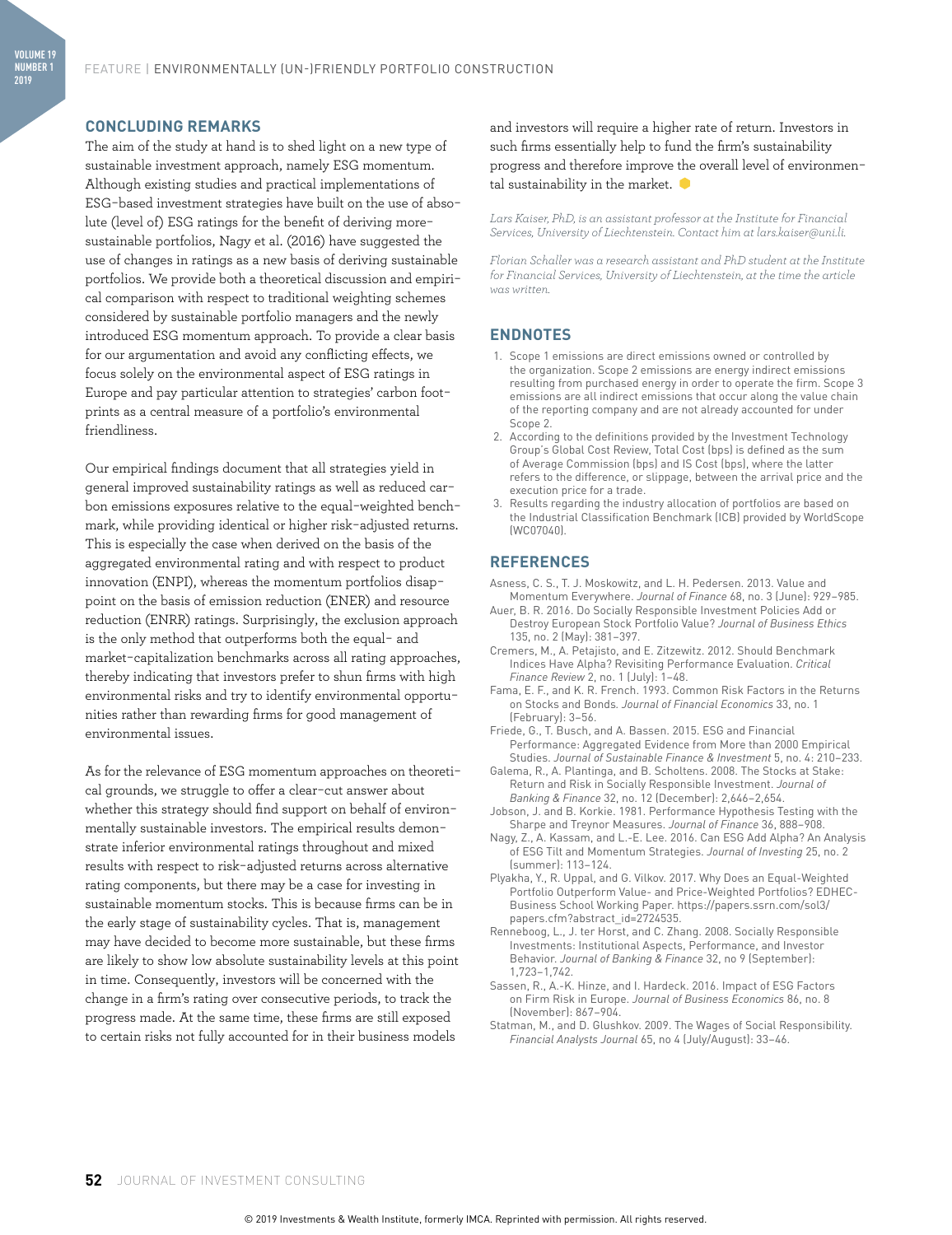## CONCLUDING REMARKS

The aim of the study at hand is to shed light on a new type of sustainable investment approach, namely ESG momentum. Although existing studies and practical implementations of ESG-based investment strategies have built on the use of absolute (level of) ESG ratings for the benefit of deriving more-sustainable portfolios, Nagy et al. (2016) have suggested the use of changes in ratings as a new basis of deriving sustainable portfolios. We provide both a theoretical discussion and empirical comparison with respect to traditional weighting schemes considered by sustainable portfolio managers and the newly introduced ESG momentum approach. To provide a clear basis for our argumentation and avoid any conflicting effects, we focus solely on the environmental aspect of ESG ratings in Europe and pay particular attention to strategies' carbon footprints as a central measure of a portfolio's environmental friendliness.

Our empirical findings document that all strategies yield in general improved sustainability ratings as well as reduced carbon emissions exposures relative to the equal-weighted benchmark, while providing identical or higher risk-adjusted returns. This is especially the case when derived on the basis of the aggregated environmental rating and with respect to product innovation (ENPI), whereas the momentum portfolios disappoint on the basis of emission reduction (ENER) and resource reduction (ENRR) ratings. Surprisingly, the exclusion approach is the only method that outperforms both the equal- and market-capitalization benchmarks across all rating approaches, thereby indicating that investors prefer to shun firms with high environmental risks and try to identify environmental opportunities rather than rewarding firms for good management of environmental issues.

As for the relevance of ESG momentum approaches on theoretical grounds, we struggle to offer a clear-cut answer about whether this strategy should find support on behalf of environmentally sustainable investors. The empirical results demonstrate inferior environmental ratings throughout and mixed results with respect to risk-adjusted returns across alternative rating components, but there may be a case for investing in sustainable momentum stocks. This is because firms can be in the early stage of sustainability cycles. That is, management may have decided to become more sustainable, but these firms are likely to show low absolute sustainability levels at this point in time. Consequently, investors will be concerned with the change in a firm's rating over consecutive periods, to track the progress made. At the same time, these firms are still exposed to certain risks not fully accounted for in their business models and investors will require a higher rate of return. Investors in such firms essentially help to fund the firm's sustainability progress and therefore improve the overall level of environmental sustainability in the market.

*Lars Kaiser, PhD, is an assistant professor at the Institute for Financial Services, University of Liechtenstein. Contact him at lars.kaiser@uni.li.*

*Florian Schaller was a research assistant and PhD student at the Institute for Financial Services, University of Liechtenstein, at the time the article was written.*

## ENDNOTES

1. Scope 1 emissions are direct emissions owned or controlled by the organization. Scope 2 emissions are energy indirect emissions resulting from purchased energy in order to operate the firm. Scope 3 emissions are all indirect emissions that occur along the value chain of the reporting company and are not already accounted for under Scope 2.
2. According to the definitions provided by the Investment Technology Group's Global Cost Review, Total Cost (bps) is defined as the sum of Average Commission (bps) and IS Cost (bps), where the latter refers to the difference, or slippage, between the arrival price and the execution price for a trade.
3. Results regarding the industry allocation of portfolios are based on the Industrial Classification Benchmark (ICB) provided by WorldScope (WC07040).

## REFERENCES

Asness, C. S., T. J. Moskowitz, and L. H. Pedersen. 2013. Value and Momentum Everywhere. *Journal of Finance* 68, no. 3 (June): 929–985.

Auer, B. R. 2016. Do Socially Responsible Investment Policies Add or Destroy European Stock Portfolio Value? *Journal of Business Ethics* 135, no. 2 (May): 381–397.

Cremers, M., A. Petajisto, and E. Zitzewitz. 2012. Should Benchmark Indices Have Alpha? Revisiting Performance Evaluation. *Critical Finance Review* 2, no. 1 (July): 1–48.

Fama, E. F., and K. R. French. 1993. Common Risk Factors in the Returns on Stocks and Bonds. *Journal of Financial Economics* 33, no. 1 (February): 3–56.

Friede, G., T. Busch, and A. Bassen. 2015. ESG and Financial Performance: Aggregated Evidence from More than 2000 Empirical Studies. *Journal of Sustainable Finance & Investment* 5, no. 4: 210–233.

Galema, R., A. Plantinga, and B. Scholtens. 2008. The Stocks at Stake: Return and Risk in Socially Responsible Investment. *Journal of Banking & Finance* 32, no. 12 (December): 2,646–2,654.

Jobson, J. and B. Korkie. 1981. Performance Hypothesis Testing with the Sharpe and Treynor Measures. *Journal of Finance* 36, 888–908.

Nagy, Z., A. Kassam, and L.-E. Lee. 2016. Can ESG Add Alpha? An Analysis of ESG Tilt and Momentum Strategies. *Journal of Investing* 25, no. 2 (summer): 113–124.

Plyakha, Y., R. Uppal, and G. Vilkov. 2017. Why Does an Equal-Weighted Portfolio Outperform Value- and Price-Weighted Portfolios? EDHEC-Business School Working Paper. https://papers.ssrn.com/sol3/papers.cfm?abstract_id=2724535.

Renneboog, L., J. ter Horst, and C. Zhang. 2008. Socially Responsible Investments: Institutional Aspects, Performance, and Investor Behavior. *Journal of Banking & Finance* 32, no 9 (September): 1,723–1,742.

Sassen, R., A.-K. Hinze, and I. Hardeck. 2016. Impact of ESG Factors on Firm Risk in Europe. *Journal of Business Economics* 86, no. 8 (November): 867–904.

Statman, M., and D. Glushkov. 2009. The Wages of Social Responsibility. *Financial Analysts Journal* 65, no 4 (July/August): 33–46.

© 2019 Investments & Wealth Institute, formerly IMCA. Reprinted with permission. All rights reserved.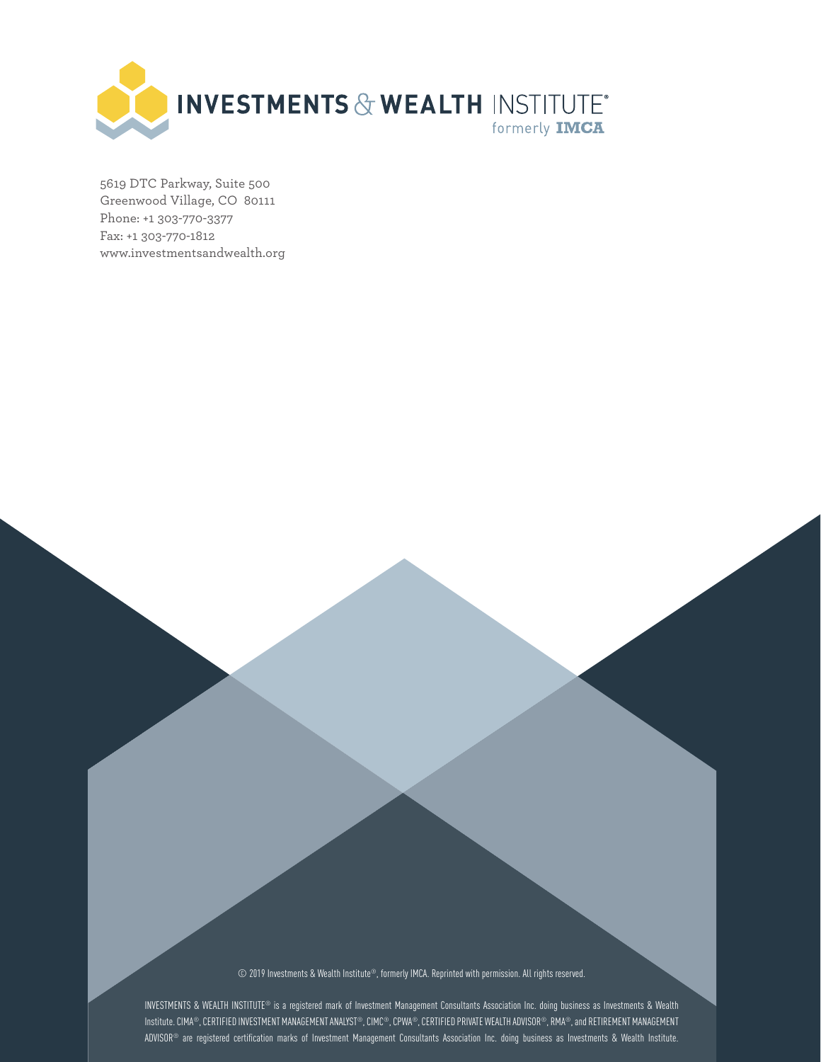**INVESTMENTS & WEALTH INSTITUTE®**
formerly **IMCA**

5619 DTC Parkway, Suite 500
Greenwood Village, CO 80111
Phone: +1 303-770-3377
Fax: +1 303-770-1812
www.investmentsandwealth.org

© 2019 Investments & Wealth Institute®, formerly IMCA. Reprinted with permission. All rights reserved.

INVESTMENTS & WEALTH INSTITUTE® is a registered mark of Investment Management Consultants Association Inc. doing business as Investments & Wealth Institute. CIMA®, CERTIFIED INVESTMENT MANAGEMENT ANALYST®, CIMC®, CPWA®, CERTIFIED PRIVATE WEALTH ADVISOR®, RMA®, and RETIREMENT MANAGEMENT ADVISOR® are registered certification marks of Investment Management Consultants Association Inc. doing business as Investments & Wealth Institute.